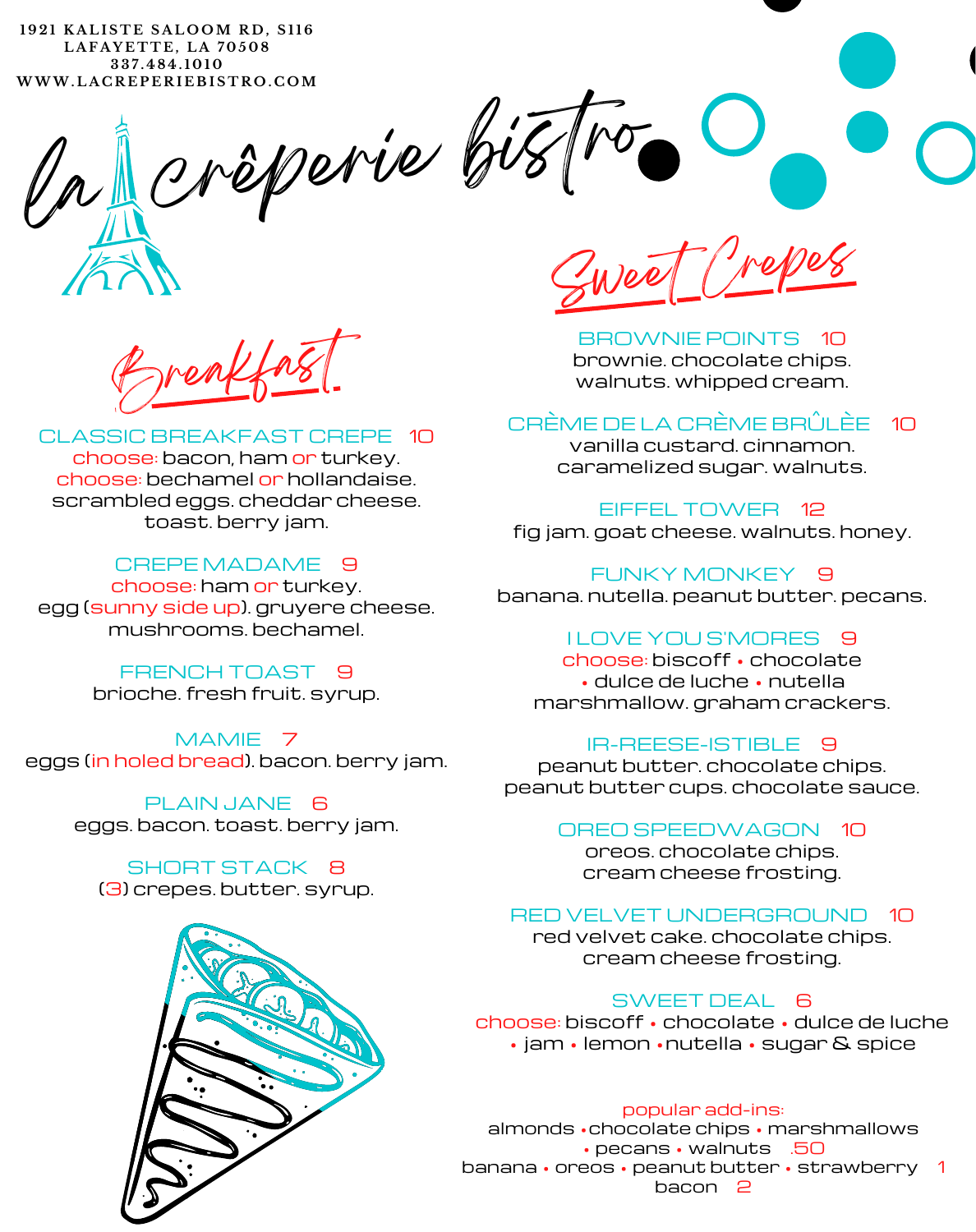1921 KALISTE SALOOM RD, S116
LAFAYETTE, LA 70508
337.484.1010
WWW.LACREPERIEBISTRO.COM

# la crêperie bistro

## Breakfast

### CLASSIC BREAKFAST CREPE 10
choose: bacon, ham or turkey.
choose: bechamel or hollandaise.
scrambled eggs. cheddar cheese.
toast. berry jam.

### CREPE MADAME 9
choose: ham or turkey.
egg (sunny side up). gruyere cheese.
mushrooms. bechamel.

### FRENCH TOAST 9
brioche. fresh fruit. syrup.

### MAMIE 7
eggs (in holed bread). bacon. berry jam.

### PLAIN JANE 6
eggs. bacon. toast. berry jam.

### SHORT STACK 8
(3) crepes. butter. syrup.

## Sweet Crepes

### BROWNIE POINTS 10
brownie. chocolate chips.
walnuts. whipped cream.

### CRÈME DE LA CRÈME BRÛLÈE 10
vanilla custard. cinnamon.
caramelized sugar. walnuts.

### EIFFEL TOWER 12
fig jam. goat cheese. walnuts. honey.

### FUNKY MONKEY 9
banana. nutella. peanut butter. pecans.

### I LOVE YOU S'MORES 9
choose: biscoff • chocolate
• dulce de luche • nutella
marshmallow. graham crackers.

### IR-REESE-ISTIBLE 9
peanut butter. chocolate chips.
peanut butter cups. chocolate sauce.

### OREO SPEEDWAGON 10
oreos. chocolate chips.
cream cheese frosting.

### RED VELVET UNDERGROUND 10
red velvet cake. chocolate chips.
cream cheese frosting.

### SWEET DEAL 6
choose: biscoff • chocolate • dulce de luche
• jam • lemon • nutella • sugar & spice

popular add-ins:
almonds • chocolate chips • marshmallows
• pecans • walnuts .50
banana • oreos • peanut butter • strawberry 1
bacon 2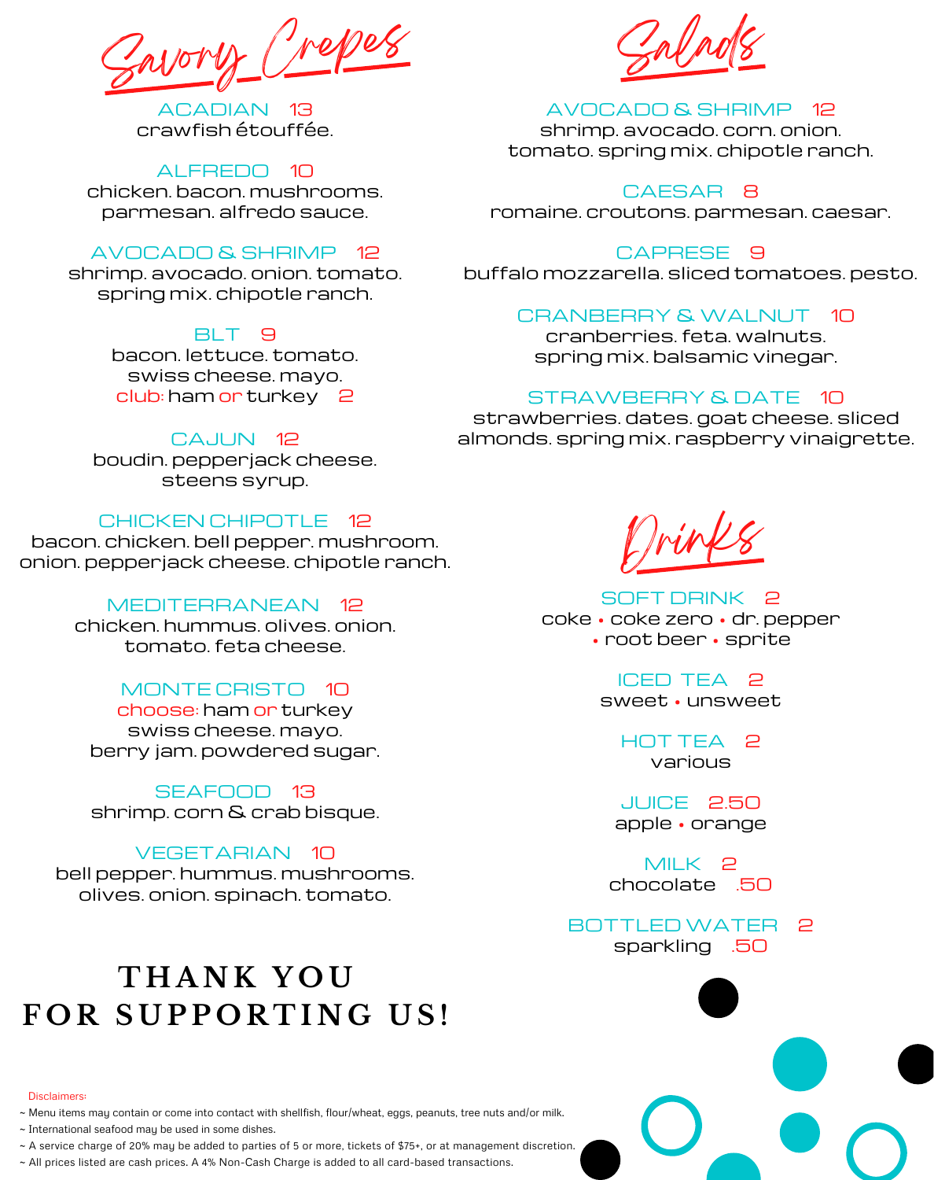# Savory Crepes

**ACADIAN** 13
crawfish étouffée.

**ALFREDO** 10
chicken. bacon. mushrooms. parmesan. alfredo sauce.

**AVOCADO & SHRIMP** 12
shrimp. avocado. onion. tomato. spring mix. chipotle ranch.

**BLT** 9
bacon. lettuce. tomato. swiss cheese. mayo.
club: ham or turkey 2

**CAJUN** 12
boudin. pepperjack cheese. steens syrup.

**CHICKEN CHIPOTLE** 12
bacon. chicken. bell pepper. mushroom. onion. pepperjack cheese. chipotle ranch.

**MEDITERRANEAN** 12
chicken. hummus. olives. onion. tomato. feta cheese.

**MONTE CRISTO** 10
choose: ham or turkey
swiss cheese. mayo. berry jam. powdered sugar.

**SEAFOOD** 13
shrimp. corn & crab bisque.

**VEGETARIAN** 10
bell pepper. hummus. mushrooms. olives. onion. spinach. tomato.

# Salads

**AVOCADO & SHRIMP** 12
shrimp. avocado. corn. onion. tomato. spring mix. chipotle ranch.

**CAESAR** 8
romaine. croutons. parmesan. caesar.

**CAPRESE** 9
buffalo mozzarella. sliced tomatoes. pesto.

**CRANBERRY & WALNUT** 10
cranberries. feta. walnuts. spring mix. balsamic vinegar.

**STRAWBERRY & DATE** 10
strawberries. dates. goat cheese. sliced almonds. spring mix. raspberry vinaigrette.

# Drinks

**SOFT DRINK** 2
coke • coke zero • dr. pepper • root beer • sprite

**ICED TEA** 2
sweet • unsweet

**HOT TEA** 2
various

**JUICE** 2.50
apple • orange

**MILK** 2
chocolate .50

**BOTTLED WATER** 2
sparkling .50

## THANK YOU FOR SUPPORTING US!

Disclaimers:

~ Menu items may contain or come into contact with shellfish, flour/wheat, eggs, peanuts, tree nuts and/or milk.
~ International seafood may be used in some dishes.
~ A service charge of 20% may be added to parties of 5 or more, tickets of $75+, or at management discretion.
~ All prices listed are cash prices. A 4% Non-Cash Charge is added to all card-based transactions.